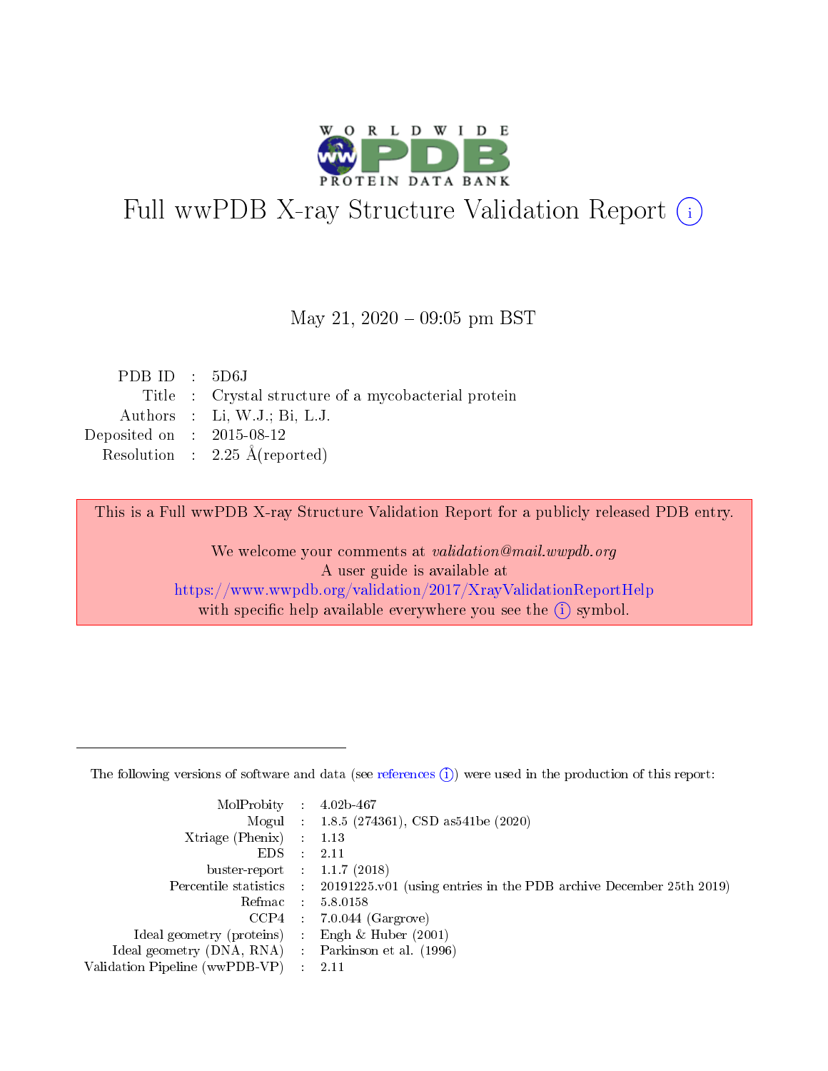# Full wwPDB X-ray Structure Validation Report (i)

May 21, 2020 – 09:05 pm BST

| | | |
|---|---|---|
| PDB ID | : | 5D6J |
| Title | : | Crystal structure of a mycobacterial protein |
| Authors | : | Li, W.J.; Bi, L.J. |
| Deposited on | : | 2015-08-12 |
| Resolution | : | 2.25 Å(reported) |

This is a Full wwPDB X-ray Structure Validation Report for a publicly released PDB entry.

We welcome your comments at *validation@mail.wwpdb.org*
A user guide is available at
https://www.wwpdb.org/validation/2017/XrayValidationReportHelp
with specific help available everywhere you see the (i) symbol.

---

The following versions of software and data (see references (i)) were used in the production of this report:

| | | |
|---|---|---|
| MolProbity | : | 4.02b-467 |
| Mogul | : | 1.8.5 (274361), CSD as541be (2020) |
| Xtriage (Phenix) | : | 1.13 |
| EDS | : | 2.11 |
| buster-report | : | 1.1.7 (2018) |
| Percentile statistics | : | 20191225.v01 (using entries in the PDB archive December 25th 2019) |
| Refmac | : | 5.8.0158 |
| CCP4 | : | 7.0.044 (Gargrove) |
| Ideal geometry (proteins) | : | Engh & Huber (2001) |
| Ideal geometry (DNA, RNA) | : | Parkinson et al. (1996) |
| Validation Pipeline (wwPDB-VP) | : | 2.11 |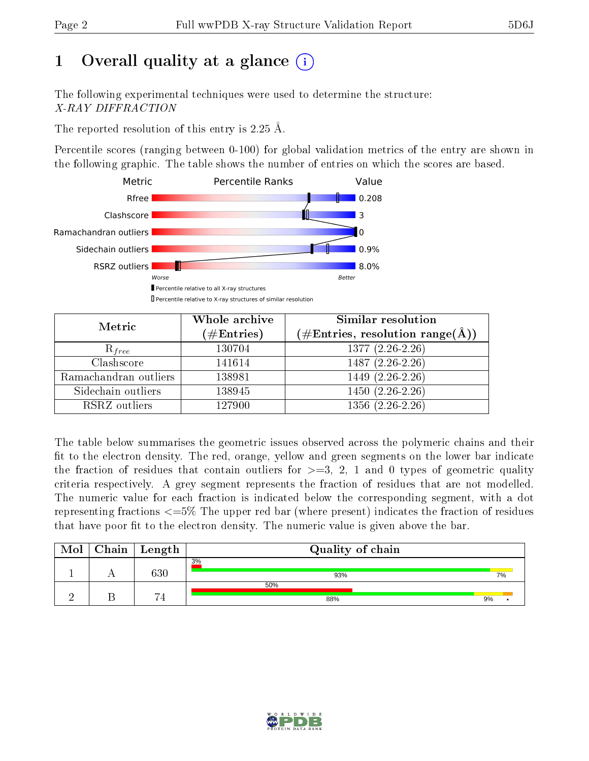# 1 Overall quality at a glance (i)

The following experimental techniques were used to determine the structure:
*X-RAY DIFFRACTION*

The reported resolution of this entry is 2.25 Å.

Percentile scores (ranging between 0-100) for global validation metrics of the entry are shown in the following graphic. The table shows the number of entries on which the scores are based.

| Metric | Value |
|---|---|
| Rfree | 0.208 |
| Clashscore | 3 |
| Ramachandran outliers | 0 |
| Sidechain outliers | 0.9% |
| RSRZ outliers | 8.0% |

Worse — Better

▮ Percentile relative to all X-ray structures
▯ Percentile relative to X-ray structures of similar resolution

| Metric | Whole archive (#Entries) | Similar resolution (#Entries, resolution range(Å)) |
|---|---|---|
| $R_{free}$ | 130704 | 1377 (2.26-2.26) |
| Clashscore | 141614 | 1487 (2.26-2.26) |
| Ramachandran outliers | 138981 | 1449 (2.26-2.26) |
| Sidechain outliers | 138945 | 1450 (2.26-2.26) |
| RSRZ outliers | 127900 | 1356 (2.26-2.26) |

The table below summarises the geometric issues observed across the polymeric chains and their fit to the electron density. The red, orange, yellow and green segments on the lower bar indicate the fraction of residues that contain outliers for >=3, 2, 1 and 0 types of geometric quality criteria respectively. A grey segment represents the fraction of residues that are not modelled. The numeric value for each fraction is indicated below the corresponding segment, with a dot representing fractions <=5% The upper red bar (where present) indicates the fraction of residues that have poor fit to the electron density. The numeric value is given above the bar.

| Mol | Chain | Length | Quality of chain |
|---|---|---|---|
| 1 | A | 630 | 3% (poor fit); 93% green, 7% yellow |
| 2 | B | 74 | 50% (poor fit); 88% green, 9% yellow, • orange |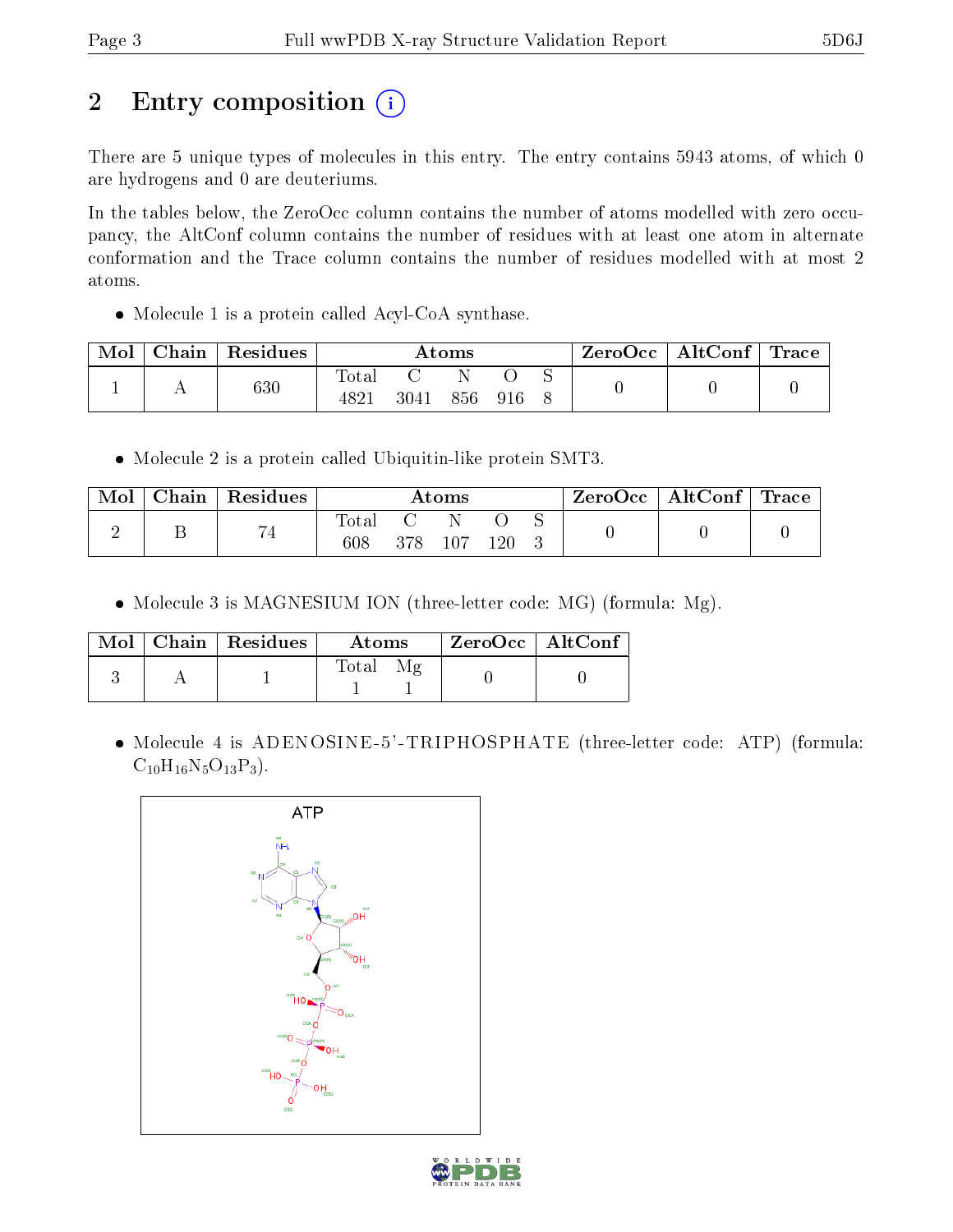# 2 Entry composition

There are 5 unique types of molecules in this entry. The entry contains 5943 atoms, of which 0 are hydrogens and 0 are deuteriums.

In the tables below, the ZeroOcc column contains the number of atoms modelled with zero occupancy, the AltConf column contains the number of residues with at least one atom in alternate conformation and the Trace column contains the number of residues modelled with at most 2 atoms.

- Molecule 1 is a protein called Acyl-CoA synthase.

| Mol | Chain | Residues | Atoms | | | | | ZeroOcc | AltConf | Trace |
|---|---|---|---|---|---|---|---|---|---|---|
| 1 | A | 630 | Total 4821 | C 3041 | N 856 | O 916 | S 8 | 0 | 0 | 0 |

- Molecule 2 is a protein called Ubiquitin-like protein SMT3.

| Mol | Chain | Residues | Atoms | | | | | ZeroOcc | AltConf | Trace |
|---|---|---|---|---|---|---|---|---|---|---|
| 2 | B | 74 | Total 608 | C 378 | N 107 | O 120 | S 3 | 0 | 0 | 0 |

- Molecule 3 is MAGNESIUM ION (three-letter code: MG) (formula: Mg).

| Mol | Chain | Residues | Atoms | | ZeroOcc | AltConf |
|---|---|---|---|---|---|---|
| 3 | A | 1 | Total 1 | Mg 1 | 0 | 0 |

- Molecule 4 is ADENOSINE-5'-TRIPHOSPHATE (three-letter code: ATP) (formula: $C_{10}H_{16}N_5O_{13}P_3$).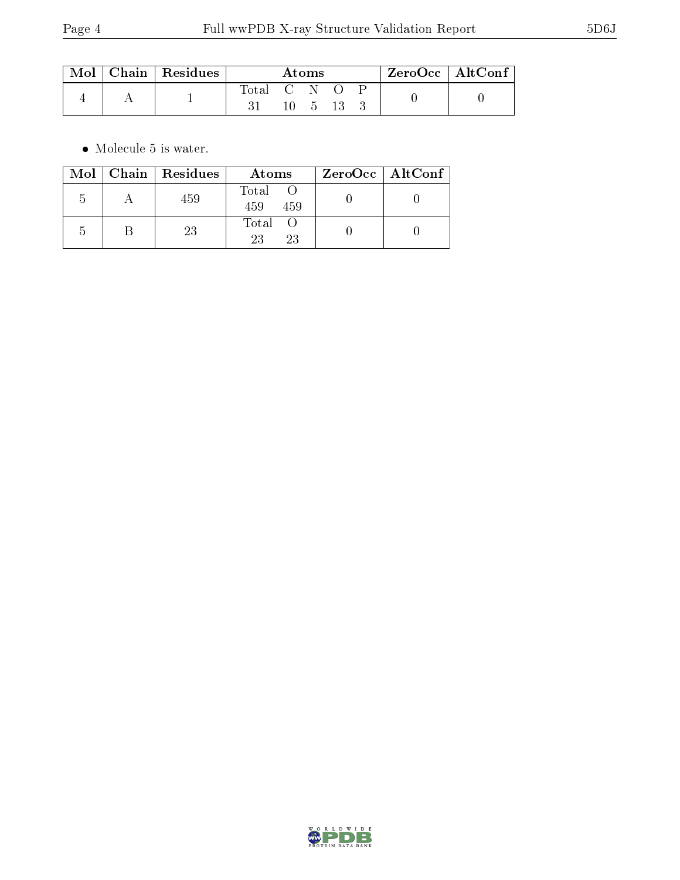| Mol | Chain | Residues | Atoms | | | | | ZeroOcc | AltConf |
|---|---|---|---|---|---|---|---|---|---|
| | | | Total | C | N | O | P | | |
| 4 | A | 1 | 31 | 10 | 5 | 13 | 3 | 0 | 0 |

- Molecule 5 is water.

| Mol | Chain | Residues | Atoms | | ZeroOcc | AltConf |
|---|---|---|---|---|---|---|
| | | | Total | O | | |
| 5 | A | 459 | 459 | 459 | 0 | 0 |
| 5 | B | 23 | 23 | 23 | 0 | 0 |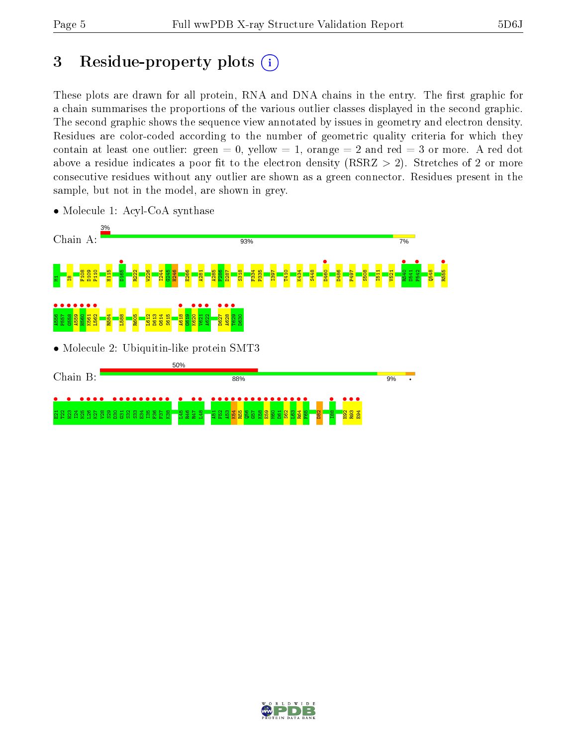# 3 Residue-property plots

These plots are drawn for all protein, RNA and DNA chains in the entry. The first graphic for a chain summarises the proportions of the various outlier classes displayed in the second graphic. The second graphic shows the sequence view annotated by issues in geometry and electron density. Residues are color-coded according to the number of geometric quality criteria for which they contain at least one outlier: green = 0, yellow = 1, orange = 2 and red = 3 or more. A red dot above a residue indicates a poor fit to the electron density (RSRZ > 2). Stretches of 2 or more consecutive residues without any outlier are shown as a green connector. Residues present in the sample, but not in the model, are shown in grey.

- Molecule 1: Acyl-CoA synthase

Chain A: 3% | 93% | 7%

M1 I8 F108 D109 P110 H115 D165 R222 W226 I244 G245 H246 E266 A281 A285 F286 D287 S318 F334 P335 I397 T410 K434 S448 D460 D486 P497 S508 I511 V521 R540 D541 P542 Q548 R555 A556 F557 G558 A559 H560 K561 L562 R584 L588 R605 L612 D613 G614 S615 A618 G619 K620 V621 A622 D627 A628 T629 D630

- Molecule 2: Ubiquitin-like protein SMT3

Chain B: 50% | 88% | 9%

E21 T22 H23 I24 N25 L26 K27 V28 S29 D30 G31 S32 S33 E34 I35 F36 F37 K38 L45 R46 R47 L48 A51 F52 A53 K54 R55 Q56 G57 K58 E59 M60 D61 S62 L63 R64 F65 D82 I88 H92 R93 E94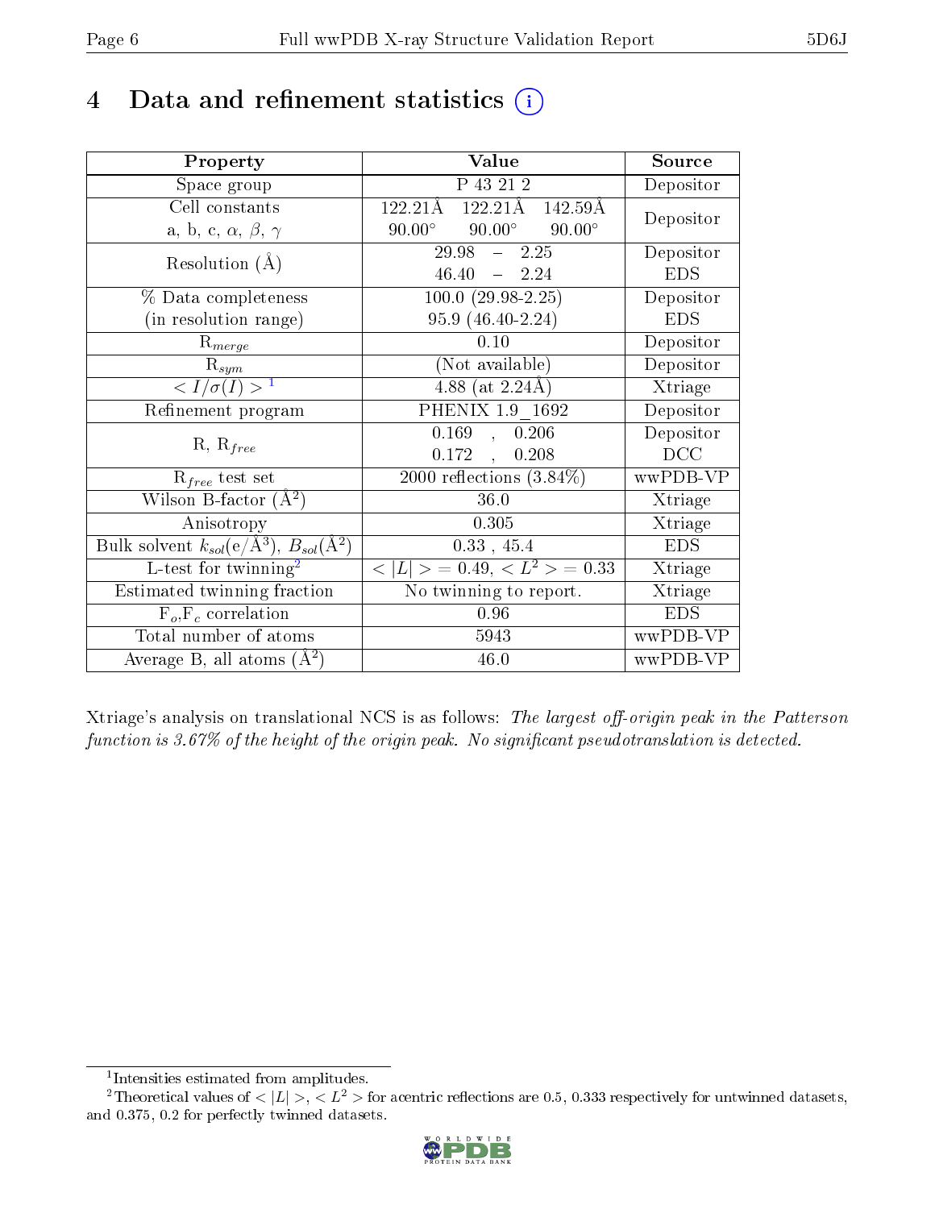# 4 Data and refinement statistics (i)

| Property | Value | Source |
|---|---|---|
| Space group | P 43 21 2 | Depositor |
| Cell constants<br>a, b, c, $\alpha$, $\beta$, $\gamma$ | 122.21Å 122.21Å 142.59Å<br>90.00° 90.00° 90.00° | Depositor |
| Resolution (Å) | 29.98 – 2.25<br>46.40 – 2.24 | Depositor<br>EDS |
| % Data completeness<br>(in resolution range) | 100.0 (29.98-2.25)<br>95.9 (46.40-2.24) | Depositor<br>EDS |
| $R_{merge}$ | 0.10 | Depositor |
| $R_{sym}$ | (Not available) | Depositor |
| $< I/\sigma(I) >$ [1] | 4.88 (at 2.24Å) | Xtriage |
| Refinement program | PHENIX 1.9_1692 | Depositor |
| R, $R_{free}$ | 0.169 , 0.206<br>0.172 , 0.208 | Depositor<br>DCC |
| $R_{free}$ test set | 2000 reflections (3.84%) | wwPDB-VP |
| Wilson B-factor (Å$^2$) | 36.0 | Xtriage |
| Anisotropy | 0.305 | Xtriage |
| Bulk solvent $k_{sol}$(e/Å$^3$), $B_{sol}$(Å$^2$) | 0.33 , 45.4 | EDS |
| L-test for twinning[2] | $< \|L\| > = 0.49$, $< L^2 > = 0.33$ | Xtriage |
| Estimated twinning fraction | No twinning to report. | Xtriage |
| $F_o$,$F_c$ correlation | 0.96 | EDS |
| Total number of atoms | 5943 | wwPDB-VP |
| Average B, all atoms (Å$^2$) | 46.0 | wwPDB-VP |

Xtriage's analysis on translational NCS is as follows: *The largest off-origin peak in the Patterson function is 3.67% of the height of the origin peak. No significant pseudotranslation is detected.*

[1] Intensities estimated from amplitudes.

[2] Theoretical values of $< |L| >$, $< L^2 >$ for acentric reflections are 0.5, 0.333 respectively for untwinned datasets, and 0.375, 0.2 for perfectly twinned datasets.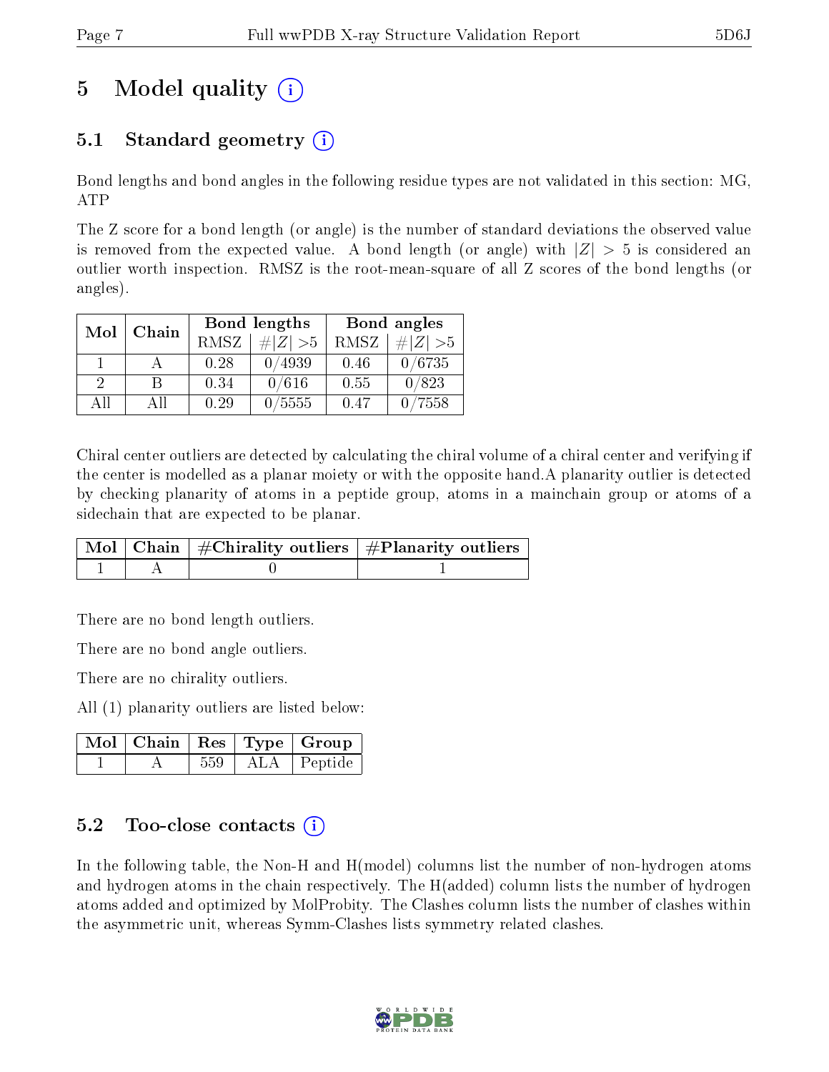# 5 Model quality

## 5.1 Standard geometry

Bond lengths and bond angles in the following residue types are not validated in this section: MG, ATP

The Z score for a bond length (or angle) is the number of standard deviations the observed value is removed from the expected value. A bond length (or angle) with $|Z| > 5$ is considered an outlier worth inspection. RMSZ is the root-mean-square of all Z scores of the bond lengths (or angles).

| Mol | Chain | Bond lengths | | Bond angles | |
|---|---|---|---|---|---|
| | | RMSZ | $\#\|Z\| > 5$ | RMSZ | $\#\|Z\| > 5$ |
| 1 | A | 0.28 | 0/4939 | 0.46 | 0/6735 |
| 2 | B | 0.34 | 0/616 | 0.55 | 0/823 |
| All | All | 0.29 | 0/5555 | 0.47 | 0/7558 |

Chiral center outliers are detected by calculating the chiral volume of a chiral center and verifying if the center is modelled as a planar moiety or with the opposite hand.A planarity outlier is detected by checking planarity of atoms in a peptide group, atoms in a mainchain group or atoms of a sidechain that are expected to be planar.

| Mol | Chain | #Chirality outliers | #Planarity outliers |
|---|---|---|---|
| 1 | A | 0 | 1 |

There are no bond length outliers.

There are no bond angle outliers.

There are no chirality outliers.

All (1) planarity outliers are listed below:

| Mol | Chain | Res | Type | Group |
|---|---|---|---|---|
| 1 | A | 559 | ALA | Peptide |

## 5.2 Too-close contacts

In the following table, the Non-H and H(model) columns list the number of non-hydrogen atoms and hydrogen atoms in the chain respectively. The H(added) column lists the number of hydrogen atoms added and optimized by MolProbity. The Clashes column lists the number of clashes within the asymmetric unit, whereas Symm-Clashes lists symmetry related clashes.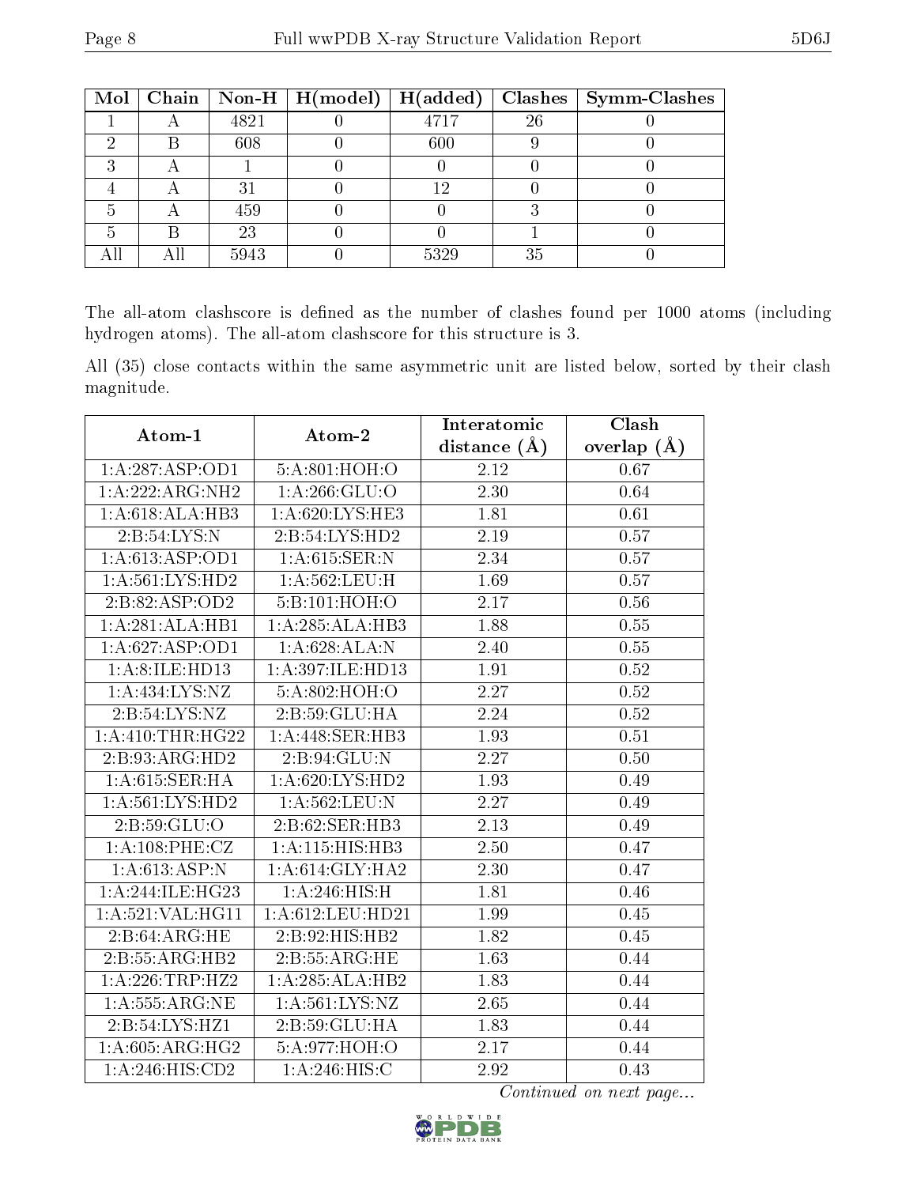| Mol | Chain | Non-H | H(model) | H(added) | Clashes | Symm-Clashes |
|---|---|---|---|---|---|---|
| 1 | A | 4821 | 0 | 4717 | 26 | 0 |
| 2 | B | 608 | 0 | 600 | 9 | 0 |
| 3 | A | 1 | 0 | 0 | 0 | 0 |
| 4 | A | 31 | 0 | 12 | 0 | 0 |
| 5 | A | 459 | 0 | 0 | 3 | 0 |
| 5 | B | 23 | 0 | 0 | 1 | 0 |
| All | All | 5943 | 0 | 5329 | 35 | 0 |

The all-atom clashscore is defined as the number of clashes found per 1000 atoms (including hydrogen atoms). The all-atom clashscore for this structure is 3.

All (35) close contacts within the same asymmetric unit are listed below, sorted by their clash magnitude.

| Atom-1 | Atom-2 | Interatomic distance (Å) | Clash overlap (Å) |
|---|---|---|---|
| 1:A:287:ASP:OD1 | 5:A:801:HOH:O | 2.12 | 0.67 |
| 1:A:222:ARG:NH2 | 1:A:266:GLU:O | 2.30 | 0.64 |
| 1:A:618:ALA:HB3 | 1:A:620:LYS:HE3 | 1.81 | 0.61 |
| 2:B:54:LYS:N | 2:B:54:LYS:HD2 | 2.19 | 0.57 |
| 1:A:613:ASP:OD1 | 1:A:615:SER:N | 2.34 | 0.57 |
| 1:A:561:LYS:HD2 | 1:A:562:LEU:H | 1.69 | 0.57 |
| 2:B:82:ASP:OD2 | 5:B:101:HOH:O | 2.17 | 0.56 |
| 1:A:281:ALA:HB1 | 1:A:285:ALA:HB3 | 1.88 | 0.55 |
| 1:A:627:ASP:OD1 | 1:A:628:ALA:N | 2.40 | 0.55 |
| 1:A:8:ILE:HD13 | 1:A:397:ILE:HD13 | 1.91 | 0.52 |
| 1:A:434:LYS:NZ | 5:A:802:HOH:O | 2.27 | 0.52 |
| 2:B:54:LYS:NZ | 2:B:59:GLU:HA | 2.24 | 0.52 |
| 1:A:410:THR:HG22 | 1:A:448:SER:HB3 | 1.93 | 0.51 |
| 2:B:93:ARG:HD2 | 2:B:94:GLU:N | 2.27 | 0.50 |
| 1:A:615:SER:HA | 1:A:620:LYS:HD2 | 1.93 | 0.49 |
| 1:A:561:LYS:HD2 | 1:A:562:LEU:N | 2.27 | 0.49 |
| 2:B:59:GLU:O | 2:B:62:SER:HB3 | 2.13 | 0.49 |
| 1:A:108:PHE:CZ | 1:A:115:HIS:HB3 | 2.50 | 0.47 |
| 1:A:613:ASP:N | 1:A:614:GLY:HA2 | 2.30 | 0.47 |
| 1:A:244:ILE:HG23 | 1:A:246:HIS:H | 1.81 | 0.46 |
| 1:A:521:VAL:HG11 | 1:A:612:LEU:HD21 | 1.99 | 0.45 |
| 2:B:64:ARG:HE | 2:B:92:HIS:HB2 | 1.82 | 0.45 |
| 2:B:55:ARG:HB2 | 2:B:55:ARG:HE | 1.63 | 0.44 |
| 1:A:226:TRP:HZ2 | 1:A:285:ALA:HB2 | 1.83 | 0.44 |
| 1:A:555:ARG:NE | 1:A:561:LYS:NZ | 2.65 | 0.44 |
| 2:B:54:LYS:HZ1 | 2:B:59:GLU:HA | 1.83 | 0.44 |
| 1:A:605:ARG:HG2 | 5:A:977:HOH:O | 2.17 | 0.44 |
| 1:A:246:HIS:CD2 | 1:A:246:HIS:C | 2.92 | 0.43 |

*Continued on next page...*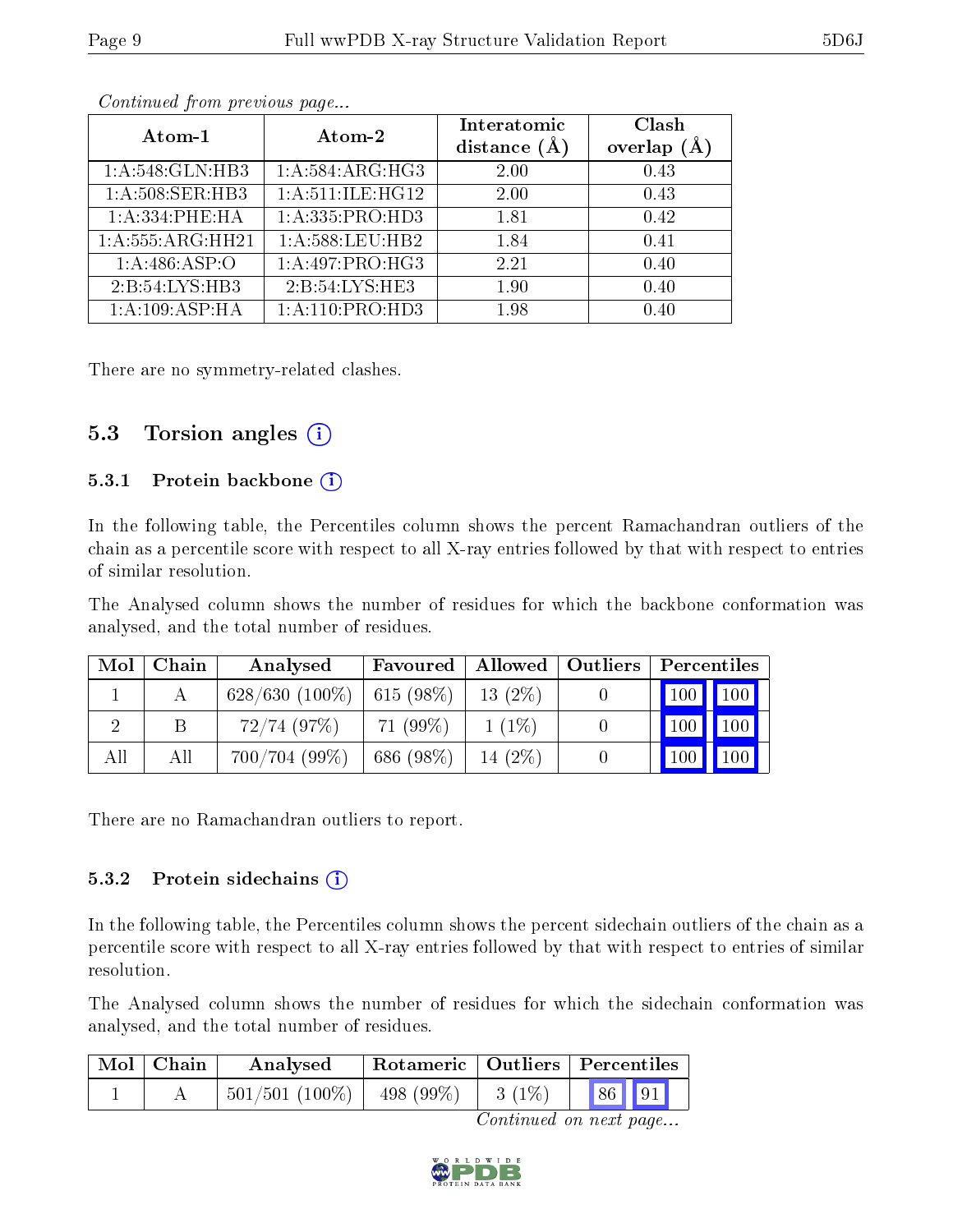*Continued from previous page...*

| Atom-1 | Atom-2 | Interatomic distance (Å) | Clash overlap (Å) |
|---|---|---|---|
| 1:A:548:GLN:HB3 | 1:A:584:ARG:HG3 | 2.00 | 0.43 |
| 1:A:508:SER:HB3 | 1:A:511:ILE:HG12 | 2.00 | 0.43 |
| 1:A:334:PHE:HA | 1:A:335:PRO:HD3 | 1.81 | 0.42 |
| 1:A:555:ARG:HH21 | 1:A:588:LEU:HB2 | 1.84 | 0.41 |
| 1:A:486:ASP:O | 1:A:497:PRO:HG3 | 2.21 | 0.40 |
| 2:B:54:LYS:HB3 | 2:B:54:LYS:HE3 | 1.90 | 0.40 |
| 1:A:109:ASP:HA | 1:A:110:PRO:HD3 | 1.98 | 0.40 |

There are no symmetry-related clashes.

## 5.3 Torsion angles (i)

### 5.3.1 Protein backbone (i)

In the following table, the Percentiles column shows the percent Ramachandran outliers of the chain as a percentile score with respect to all X-ray entries followed by that with respect to entries of similar resolution.

The Analysed column shows the number of residues for which the backbone conformation was analysed, and the total number of residues.

| Mol | Chain | Analysed | Favoured | Allowed | Outliers | Percentiles | |
|---|---|---|---|---|---|---|---|
| 1 | A | 628/630 (100%) | 615 (98%) | 13 (2%) | 0 | 100 | 100 |
| 2 | B | 72/74 (97%) | 71 (99%) | 1 (1%) | 0 | 100 | 100 |
| All | All | 700/704 (99%) | 686 (98%) | 14 (2%) | 0 | 100 | 100 |

There are no Ramachandran outliers to report.

### 5.3.2 Protein sidechains (i)

In the following table, the Percentiles column shows the percent sidechain outliers of the chain as a percentile score with respect to all X-ray entries followed by that with respect to entries of similar resolution.

The Analysed column shows the number of residues for which the sidechain conformation was analysed, and the total number of residues.

| Mol | Chain | Analysed | Rotameric | Outliers | Percentiles | |
|---|---|---|---|---|---|---|
| 1 | A | 501/501 (100%) | 498 (99%) | 3 (1%) | 86 | 91 |

*Continued on next page...*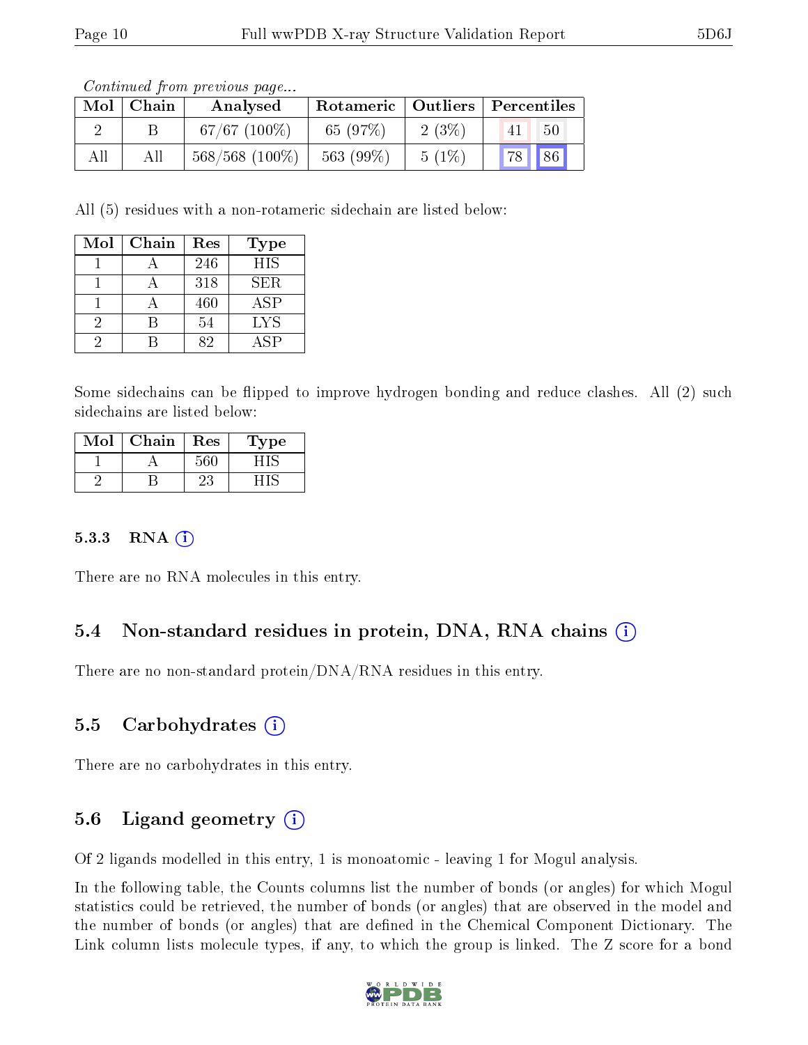*Continued from previous page...*

| Mol | Chain | Analysed | Rotameric | Outliers | Percentiles | |
|---|---|---|---|---|---|---|
| 2 | B | 67/67 (100%) | 65 (97%) | 2 (3%) | 41 | 50 |
| All | All | 568/568 (100%) | 563 (99%) | 5 (1%) | 78 | 86 |

All (5) residues with a non-rotameric sidechain are listed below:

| Mol | Chain | Res | Type |
|---|---|---|---|
| 1 | A | 246 | HIS |
| 1 | A | 318 | SER |
| 1 | A | 460 | ASP |
| 2 | B | 54 | LYS |
| 2 | B | 82 | ASP |

Some sidechains can be flipped to improve hydrogen bonding and reduce clashes. All (2) such sidechains are listed below:

| Mol | Chain | Res | Type |
|---|---|---|---|
| 1 | A | 560 | HIS |
| 2 | B | 23 | HIS |

### 5.3.3 RNA

There are no RNA molecules in this entry.

## 5.4 Non-standard residues in protein, DNA, RNA chains

There are no non-standard protein/DNA/RNA residues in this entry.

## 5.5 Carbohydrates

There are no carbohydrates in this entry.

## 5.6 Ligand geometry

Of 2 ligands modelled in this entry, 1 is monoatomic - leaving 1 for Mogul analysis.

In the following table, the Counts columns list the number of bonds (or angles) for which Mogul statistics could be retrieved, the number of bonds (or angles) that are observed in the model and the number of bonds (or angles) that are defined in the Chemical Component Dictionary. The Link column lists molecule types, if any, to which the group is linked. The Z score for a bond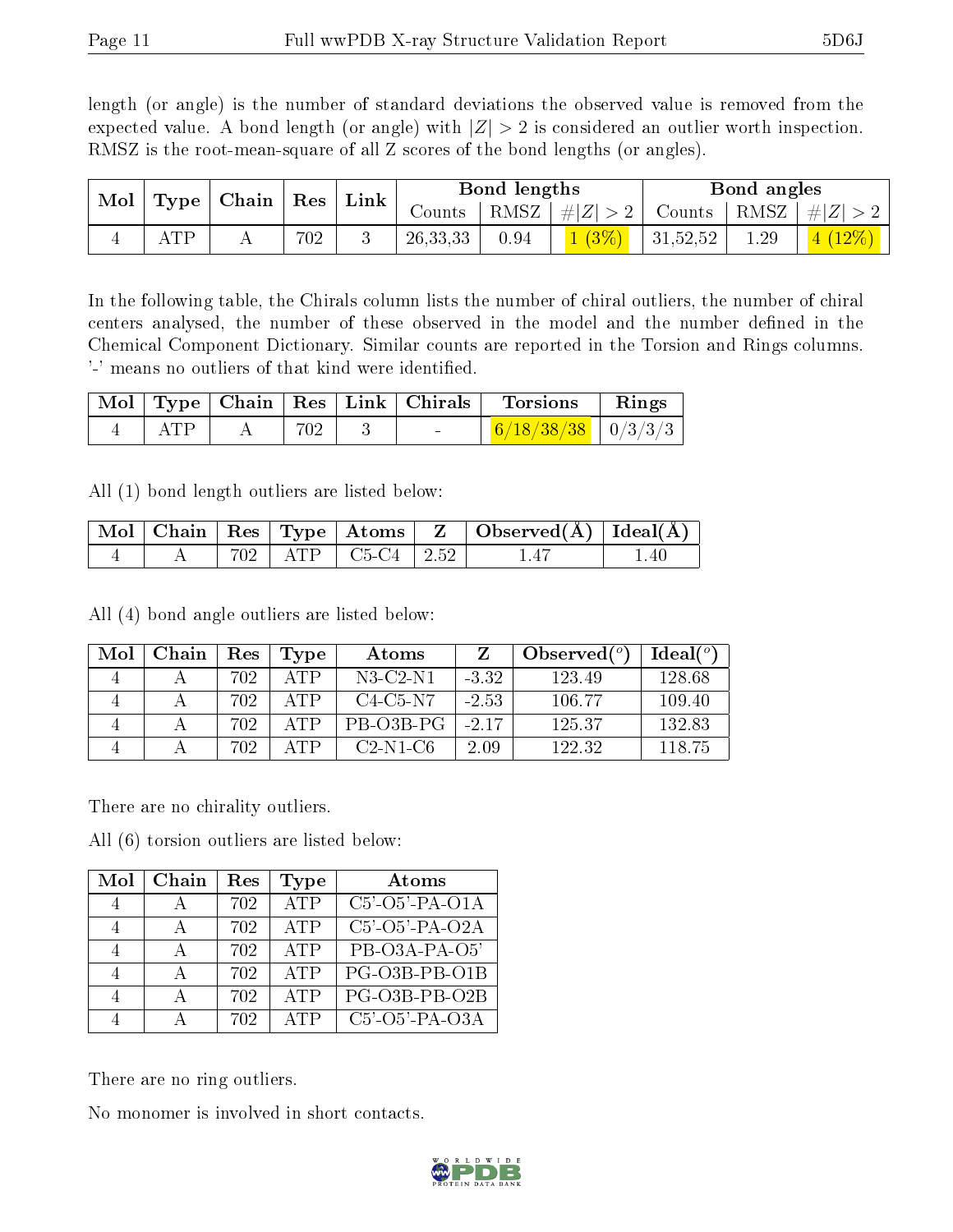length (or angle) is the number of standard deviations the observed value is removed from the expected value. A bond length (or angle) with $|Z| > 2$ is considered an outlier worth inspection. RMSZ is the root-mean-square of all Z scores of the bond lengths (or angles).

| Mol | Type | Chain | Res | Link | Bond lengths | | | Bond angles | | |
|---|---|---|---|---|---|---|---|---|---|---|
| | | | | | Counts | RMSZ | $\#\|Z\| > 2$ | Counts | RMSZ | $\#\|Z\| > 2$ |
| 4 | ATP | A | 702 | 3 | 26,33,33 | 0.94 | 1 (3%) | 31,52,52 | 1.29 | 4 (12%) |

In the following table, the Chirals column lists the number of chiral outliers, the number of chiral centers analysed, the number of these observed in the model and the number defined in the Chemical Component Dictionary. Similar counts are reported in the Torsion and Rings columns. '-' means no outliers of that kind were identified.

| Mol | Type | Chain | Res | Link | Chirals | Torsions | Rings |
|---|---|---|---|---|---|---|---|
| 4 | ATP | A | 702 | 3 | - | 6/18/38/38 | 0/3/3/3 |

All (1) bond length outliers are listed below:

| Mol | Chain | Res | Type | Atoms | Z | Observed(Å) | Ideal(Å) |
|---|---|---|---|---|---|---|---|
| 4 | A | 702 | ATP | C5-C4 | 2.52 | 1.47 | 1.40 |

All (4) bond angle outliers are listed below:

| Mol | Chain | Res | Type | Atoms | Z | Observed(°) | Ideal(°) |
|---|---|---|---|---|---|---|---|
| 4 | A | 702 | ATP | N3-C2-N1 | -3.32 | 123.49 | 128.68 |
| 4 | A | 702 | ATP | C4-C5-N7 | -2.53 | 106.77 | 109.40 |
| 4 | A | 702 | ATP | PB-O3B-PG | -2.17 | 125.37 | 132.83 |
| 4 | A | 702 | ATP | C2-N1-C6 | 2.09 | 122.32 | 118.75 |

There are no chirality outliers.

All (6) torsion outliers are listed below:

| Mol | Chain | Res | Type | Atoms |
|---|---|---|---|---|
| 4 | A | 702 | ATP | C5'-O5'-PA-O1A |
| 4 | A | 702 | ATP | C5'-O5'-PA-O2A |
| 4 | A | 702 | ATP | PB-O3A-PA-O5' |
| 4 | A | 702 | ATP | PG-O3B-PB-O1B |
| 4 | A | 702 | ATP | PG-O3B-PB-O2B |
| 4 | A | 702 | ATP | C5'-O5'-PA-O3A |

There are no ring outliers.

No monomer is involved in short contacts.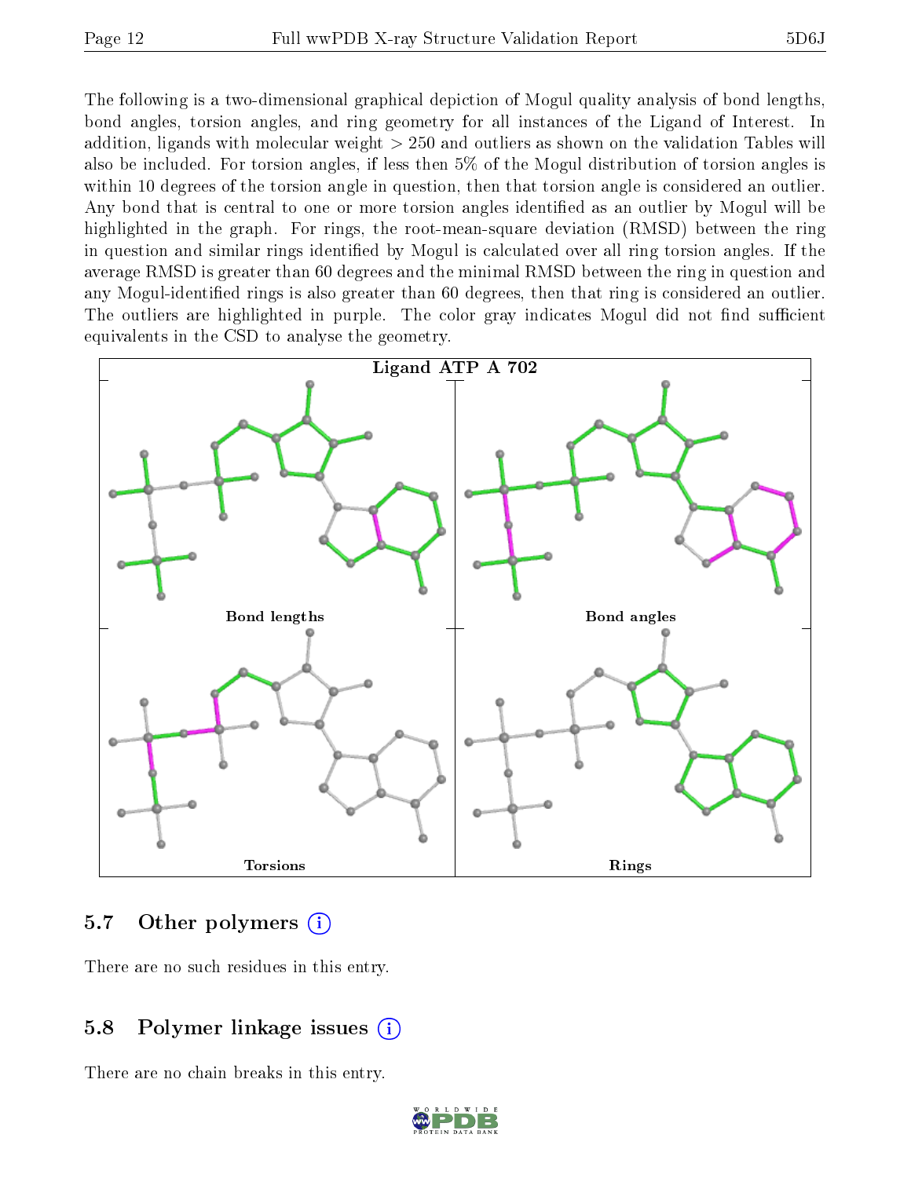The following is a two-dimensional graphical depiction of Mogul quality analysis of bond lengths, bond angles, torsion angles, and ring geometry for all instances of the Ligand of Interest. In addition, ligands with molecular weight > 250 and outliers as shown on the validation Tables will also be included. For torsion angles, if less then 5% of the Mogul distribution of torsion angles is within 10 degrees of the torsion angle in question, then that torsion angle is considered an outlier. Any bond that is central to one or more torsion angles identified as an outlier by Mogul will be highlighted in the graph. For rings, the root-mean-square deviation (RMSD) between the ring in question and similar rings identified by Mogul is calculated over all ring torsion angles. If the average RMSD is greater than 60 degrees and the minimal RMSD between the ring in question and any Mogul-identified rings is also greater than 60 degrees, then that ring is considered an outlier. The outliers are highlighted in purple. The color gray indicates Mogul did not find sufficient equivalents in the CSD to analyse the geometry.

**Ligand ATP A 702**

Bond lengths

Bond angles

Torsions

Rings

## 5.7 Other polymers

There are no such residues in this entry.

## 5.8 Polymer linkage issues

There are no chain breaks in this entry.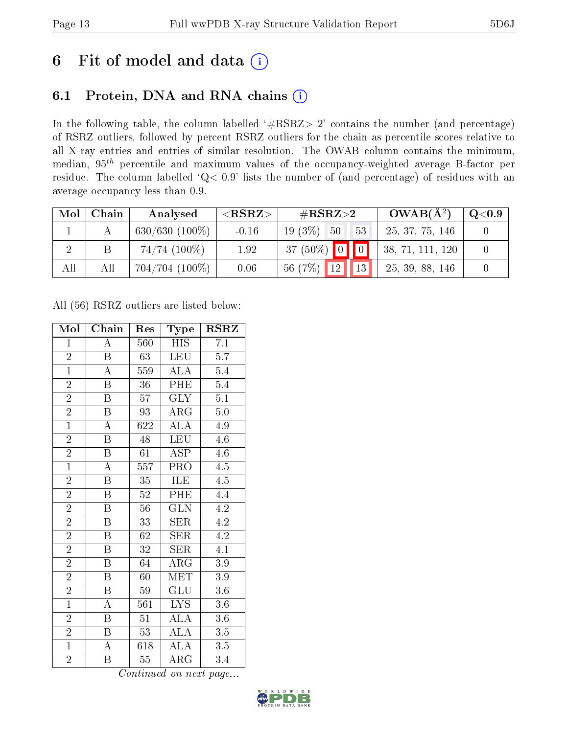# 6 Fit of model and data (i)

## 6.1 Protein, DNA and RNA chains (i)

In the following table, the column labelled '#RSRZ> 2' contains the number (and percentage) of RSRZ outliers, followed by percent RSRZ outliers for the chain as percentile scores relative to all X-ray entries and entries of similar resolution. The OWAB column contains the minimum, median, $95^{th}$ percentile and maximum values of the occupancy-weighted average B-factor per residue. The column labelled 'Q< 0.9' lists the number of (and percentage) of residues with an average occupancy less than 0.9.

| Mol | Chain | Analysed | <RSRZ> | #RSRZ>2 | | | OWAB(Å²) | Q<0.9 |
|---|---|---|---|---|---|---|---|---|
| 1 | A | 630/630 (100%) | -0.16 | 19 (3%) | 50 | 53 | 25, 37, 75, 146 | 0 |
| 2 | B | 74/74 (100%) | 1.92 | 37 (50%) | 0 | 0 | 38, 71, 111, 120 | 0 |
| All | All | 704/704 (100%) | 0.06 | 56 (7%) | 12 | 13 | 25, 39, 88, 146 | 0 |

All (56) RSRZ outliers are listed below:

| Mol | Chain | Res | Type | RSRZ |
|---|---|---|---|---|
| 1 | A | 560 | HIS | 7.1 |
| 2 | B | 63 | LEU | 5.7 |
| 1 | A | 559 | ALA | 5.4 |
| 2 | B | 36 | PHE | 5.4 |
| 2 | B | 57 | GLY | 5.1 |
| 2 | B | 93 | ARG | 5.0 |
| 1 | A | 622 | ALA | 4.9 |
| 2 | B | 48 | LEU | 4.6 |
| 2 | B | 61 | ASP | 4.6 |
| 1 | A | 557 | PRO | 4.5 |
| 2 | B | 35 | ILE | 4.5 |
| 2 | B | 52 | PHE | 4.4 |
| 2 | B | 56 | GLN | 4.2 |
| 2 | B | 33 | SER | 4.2 |
| 2 | B | 62 | SER | 4.2 |
| 2 | B | 32 | SER | 4.1 |
| 2 | B | 64 | ARG | 3.9 |
| 2 | B | 60 | MET | 3.9 |
| 2 | B | 59 | GLU | 3.6 |
| 1 | A | 561 | LYS | 3.6 |
| 2 | B | 51 | ALA | 3.6 |
| 2 | B | 53 | ALA | 3.5 |
| 1 | A | 618 | ALA | 3.5 |
| 2 | B | 55 | ARG | 3.4 |

*Continued on next page...*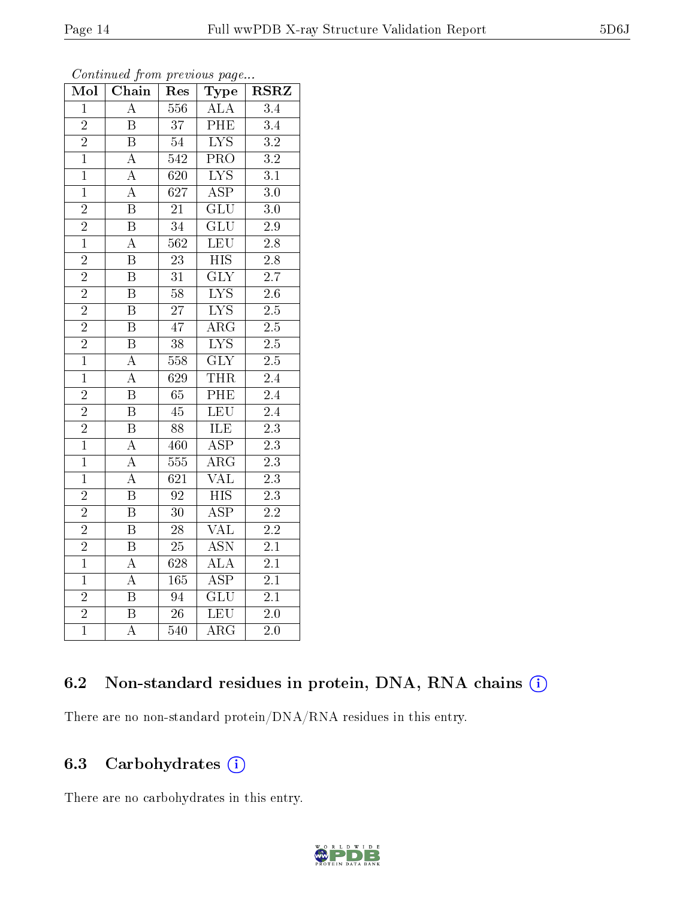*Continued from previous page...*

| Mol | Chain | Res | Type | RSRZ |
|---|---|---|---|---|
| 1 | A | 556 | ALA | 3.4 |
| 2 | B | 37 | PHE | 3.4 |
| 2 | B | 54 | LYS | 3.2 |
| 1 | A | 542 | PRO | 3.2 |
| 1 | A | 620 | LYS | 3.1 |
| 1 | A | 627 | ASP | 3.0 |
| 2 | B | 21 | GLU | 3.0 |
| 2 | B | 34 | GLU | 2.9 |
| 1 | A | 562 | LEU | 2.8 |
| 2 | B | 23 | HIS | 2.8 |
| 2 | B | 31 | GLY | 2.7 |
| 2 | B | 58 | LYS | 2.6 |
| 2 | B | 27 | LYS | 2.5 |
| 2 | B | 47 | ARG | 2.5 |
| 2 | B | 38 | LYS | 2.5 |
| 1 | A | 558 | GLY | 2.5 |
| 1 | A | 629 | THR | 2.4 |
| 2 | B | 65 | PHE | 2.4 |
| 2 | B | 45 | LEU | 2.4 |
| 2 | B | 88 | ILE | 2.3 |
| 1 | A | 460 | ASP | 2.3 |
| 1 | A | 555 | ARG | 2.3 |
| 1 | A | 621 | VAL | 2.3 |
| 2 | B | 92 | HIS | 2.3 |
| 2 | B | 30 | ASP | 2.2 |
| 2 | B | 28 | VAL | 2.2 |
| 2 | B | 25 | ASN | 2.1 |
| 1 | A | 628 | ALA | 2.1 |
| 1 | A | 165 | ASP | 2.1 |
| 2 | B | 94 | GLU | 2.1 |
| 2 | B | 26 | LEU | 2.0 |
| 1 | A | 540 | ARG | 2.0 |

## 6.2 Non-standard residues in protein, DNA, RNA chains

There are no non-standard protein/DNA/RNA residues in this entry.

## 6.3 Carbohydrates

There are no carbohydrates in this entry.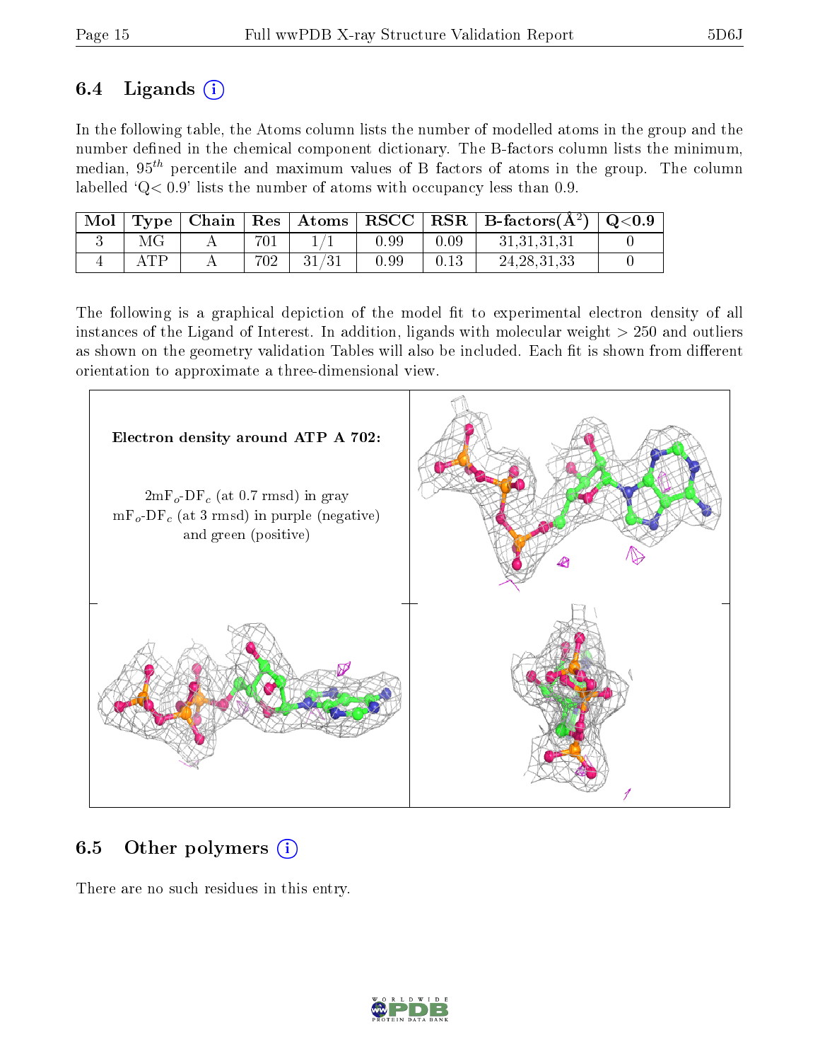### 6.4 Ligands (i)

In the following table, the Atoms column lists the number of modelled atoms in the group and the number defined in the chemical component dictionary. The B-factors column lists the minimum, median, $95^{th}$ percentile and maximum values of B factors of atoms in the group. The column labelled 'Q< 0.9' lists the number of atoms with occupancy less than 0.9.

| Mol | Type | Chain | Res | Atoms | RSCC | RSR | B-factors($Å^2$) | Q<0.9 |
|---|---|---|---|---|---|---|---|---|
| 3 | MG | A | 701 | 1/1 | 0.99 | 0.09 | 31,31,31,31 | 0 |
| 4 | ATP | A | 702 | 31/31 | 0.99 | 0.13 | 24,28,31,33 | 0 |

The following is a graphical depiction of the model fit to experimental electron density of all instances of the Ligand of Interest. In addition, ligands with molecular weight > 250 and outliers as shown on the geometry validation Tables will also be included. Each fit is shown from different orientation to approximate a three-dimensional view.

**Electron density around ATP A 702:**

$2mF_o$-$DF_c$ (at 0.7 rmsd) in gray
$mF_o$-$DF_c$ (at 3 rmsd) in purple (negative) and green (positive)

### 6.5 Other polymers (i)

There are no such residues in this entry.